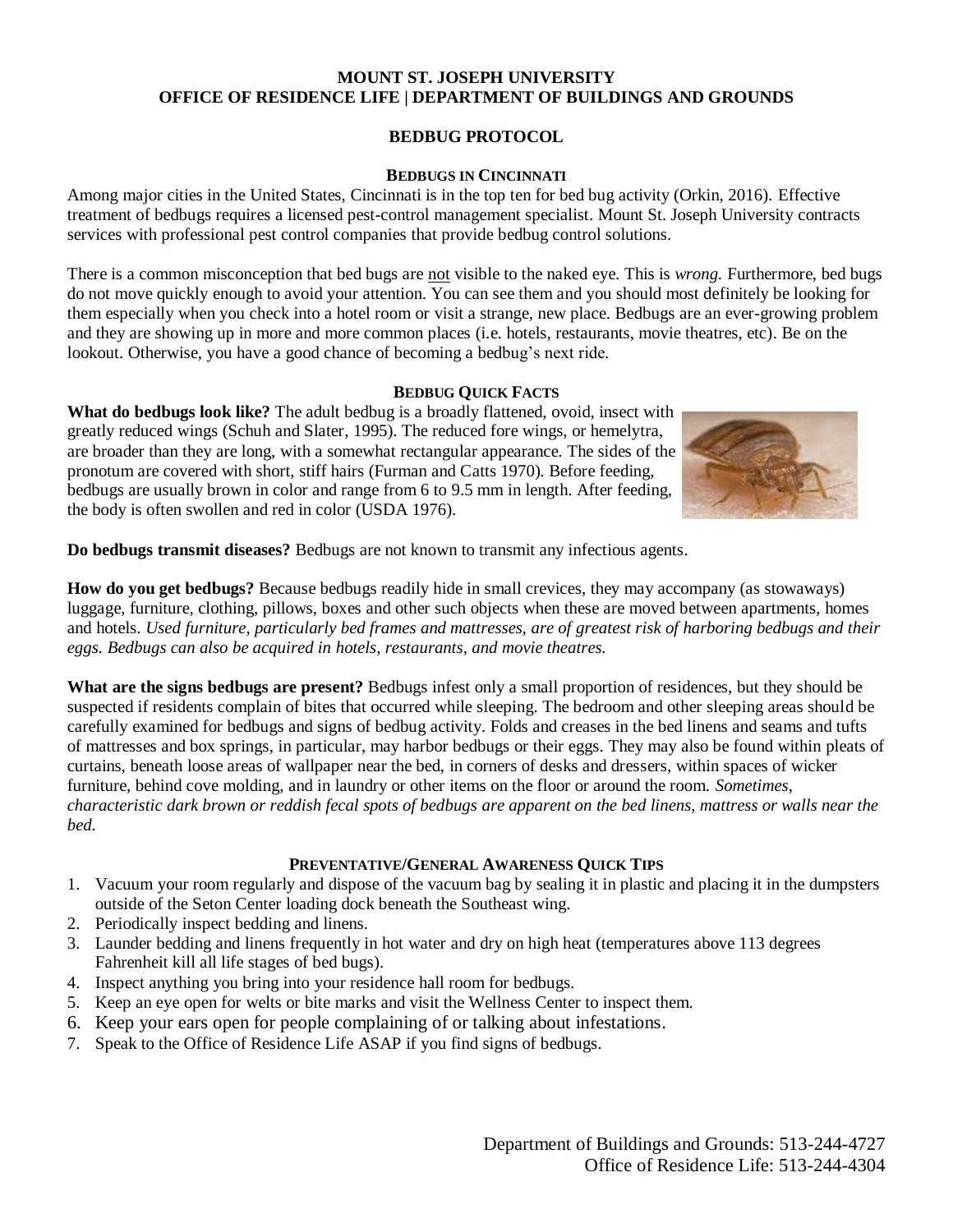**MOUNT ST. JOSEPH UNIVERSITY**
**OFFICE OF RESIDENCE LIFE | DEPARTMENT OF BUILDINGS AND GROUNDS**

# BEDBUG PROTOCOL

## BEDBUGS IN CINCINNATI

Among major cities in the United States, Cincinnati is in the top ten for bed bug activity (Orkin, 2016). Effective treatment of bedbugs requires a licensed pest-control management specialist. Mount St. Joseph University contracts services with professional pest control companies that provide bedbug control solutions.

There is a common misconception that bed bugs are not visible to the naked eye. This is *wrong*. Furthermore, bed bugs do not move quickly enough to avoid your attention. You can see them and you should most definitely be looking for them especially when you check into a hotel room or visit a strange, new place. Bedbugs are an ever-growing problem and they are showing up in more and more common places (i.e. hotels, restaurants, movie theatres, etc). Be on the lookout. Otherwise, you have a good chance of becoming a bedbug's next ride.

## BEDBUG QUICK FACTS

**What do bedbugs look like?** The adult bedbug is a broadly flattened, ovoid, insect with greatly reduced wings (Schuh and Slater, 1995). The reduced fore wings, or hemelytra, are broader than they are long, with a somewhat rectangular appearance. The sides of the pronotum are covered with short, stiff hairs (Furman and Catts 1970). Before feeding, bedbugs are usually brown in color and range from 6 to 9.5 mm in length. After feeding, the body is often swollen and red in color (USDA 1976).

**Do bedbugs transmit diseases?** Bedbugs are not known to transmit any infectious agents.

**How do you get bedbugs?** Because bedbugs readily hide in small crevices, they may accompany (as stowaways) luggage, furniture, clothing, pillows, boxes and other such objects when these are moved between apartments, homes and hotels. *Used furniture, particularly bed frames and mattresses, are of greatest risk of harboring bedbugs and their eggs. Bedbugs can also be acquired in hotels, restaurants, and movie theatres.*

**What are the signs bedbugs are present?** Bedbugs infest only a small proportion of residences, but they should be suspected if residents complain of bites that occurred while sleeping. The bedroom and other sleeping areas should be carefully examined for bedbugs and signs of bedbug activity. Folds and creases in the bed linens and seams and tufts of mattresses and box springs, in particular, may harbor bedbugs or their eggs. They may also be found within pleats of curtains, beneath loose areas of wallpaper near the bed, in corners of desks and dressers, within spaces of wicker furniture, behind cove molding, and in laundry or other items on the floor or around the room. *Sometimes, characteristic dark brown or reddish fecal spots of bedbugs are apparent on the bed linens, mattress or walls near the bed.*

## PREVENTATIVE/GENERAL AWARENESS QUICK TIPS

1. Vacuum your room regularly and dispose of the vacuum bag by sealing it in plastic and placing it in the dumpsters outside of the Seton Center loading dock beneath the Southeast wing.
2. Periodically inspect bedding and linens.
3. Launder bedding and linens frequently in hot water and dry on high heat (temperatures above 113 degrees Fahrenheit kill all life stages of bed bugs).
4. Inspect anything you bring into your residence hall room for bedbugs.
5. Keep an eye open for welts or bite marks and visit the Wellness Center to inspect them.
6. Keep your ears open for people complaining of or talking about infestations.
7. Speak to the Office of Residence Life ASAP if you find signs of bedbugs.

Department of Buildings and Grounds: 513-244-4727
Office of Residence Life: 513-244-4304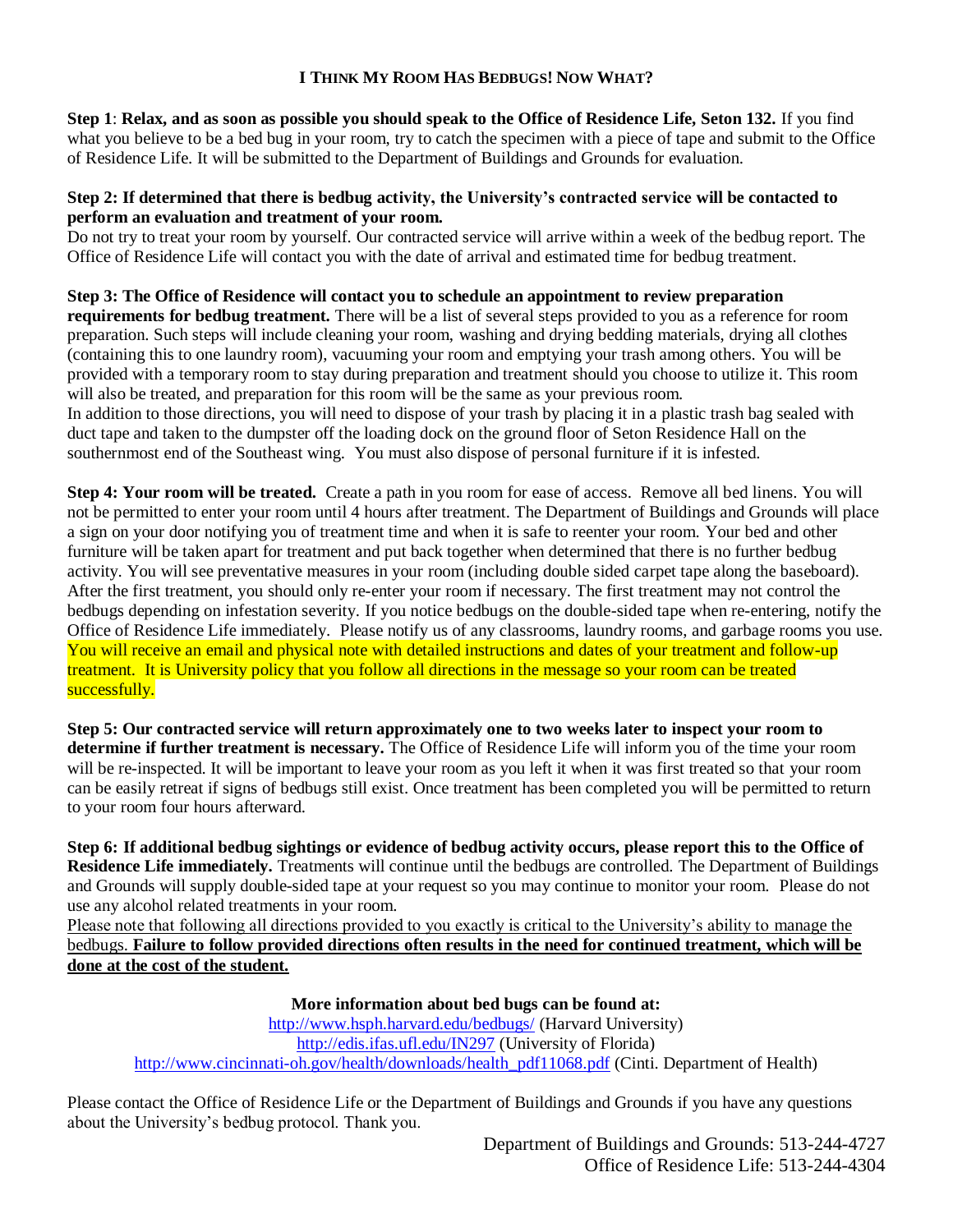## I THINK MY ROOM HAS BEDBUGS! NOW WHAT?

**Step 1**: **Relax, and as soon as possible you should speak to the Office of Residence Life, Seton 132.** If you find what you believe to be a bed bug in your room, try to catch the specimen with a piece of tape and submit to the Office of Residence Life. It will be submitted to the Department of Buildings and Grounds for evaluation.

**Step 2: If determined that there is bedbug activity, the University's contracted service will be contacted to perform an evaluation and treatment of your room.**
Do not try to treat your room by yourself. Our contracted service will arrive within a week of the bedbug report. The Office of Residence Life will contact you with the date of arrival and estimated time for bedbug treatment.

**Step 3: The Office of Residence will contact you to schedule an appointment to review preparation requirements for bedbug treatment.** There will be a list of several steps provided to you as a reference for room preparation. Such steps will include cleaning your room, washing and drying bedding materials, drying all clothes (containing this to one laundry room), vacuuming your room and emptying your trash among others. You will be provided with a temporary room to stay during preparation and treatment should you choose to utilize it. This room will also be treated, and preparation for this room will be the same as your previous room.
In addition to those directions, you will need to dispose of your trash by placing it in a plastic trash bag sealed with duct tape and taken to the dumpster off the loading dock on the ground floor of Seton Residence Hall on the southernmost end of the Southeast wing. You must also dispose of personal furniture if it is infested.

**Step 4: Your room will be treated.** Create a path in you room for ease of access. Remove all bed linens. You will not be permitted to enter your room until 4 hours after treatment. The Department of Buildings and Grounds will place a sign on your door notifying you of treatment time and when it is safe to reenter your room. Your bed and other furniture will be taken apart for treatment and put back together when determined that there is no further bedbug activity. You will see preventative measures in your room (including double sided carpet tape along the baseboard). After the first treatment, you should only re-enter your room if necessary. The first treatment may not control the bedbugs depending on infestation severity. If you notice bedbugs on the double-sided tape when re-entering, notify the Office of Residence Life immediately. Please notify us of any classrooms, laundry rooms, and garbage rooms you use. You will receive an email and physical note with detailed instructions and dates of your treatment and follow-up treatment. It is University policy that you follow all directions in the message so your room can be treated successfully.

**Step 5: Our contracted service will return approximately one to two weeks later to inspect your room to determine if further treatment is necessary.** The Office of Residence Life will inform you of the time your room will be re-inspected. It will be important to leave your room as you left it when it was first treated so that your room can be easily retreat if signs of bedbugs still exist. Once treatment has been completed you will be permitted to return to your room four hours afterward.

**Step 6: If additional bedbug sightings or evidence of bedbug activity occurs, please report this to the Office of Residence Life immediately.** Treatments will continue until the bedbugs are controlled. The Department of Buildings and Grounds will supply double-sided tape at your request so you may continue to monitor your room. Please do not use any alcohol related treatments in your room.
Please note that following all directions provided to you exactly is critical to the University's ability to manage the bedbugs. **Failure to follow provided directions often results in the need for continued treatment, which will be done at the cost of the student.**

**More information about bed bugs can be found at:**

http://www.hsph.harvard.edu/bedbugs/ (Harvard University)
http://edis.ifas.ufl.edu/IN297 (University of Florida)
http://www.cincinnati-oh.gov/health/downloads/health_pdf11068.pdf (Cinti. Department of Health)

Please contact the Office of Residence Life or the Department of Buildings and Grounds if you have any questions about the University's bedbug protocol. Thank you.

Department of Buildings and Grounds: 513-244-4727
Office of Residence Life: 513-244-4304